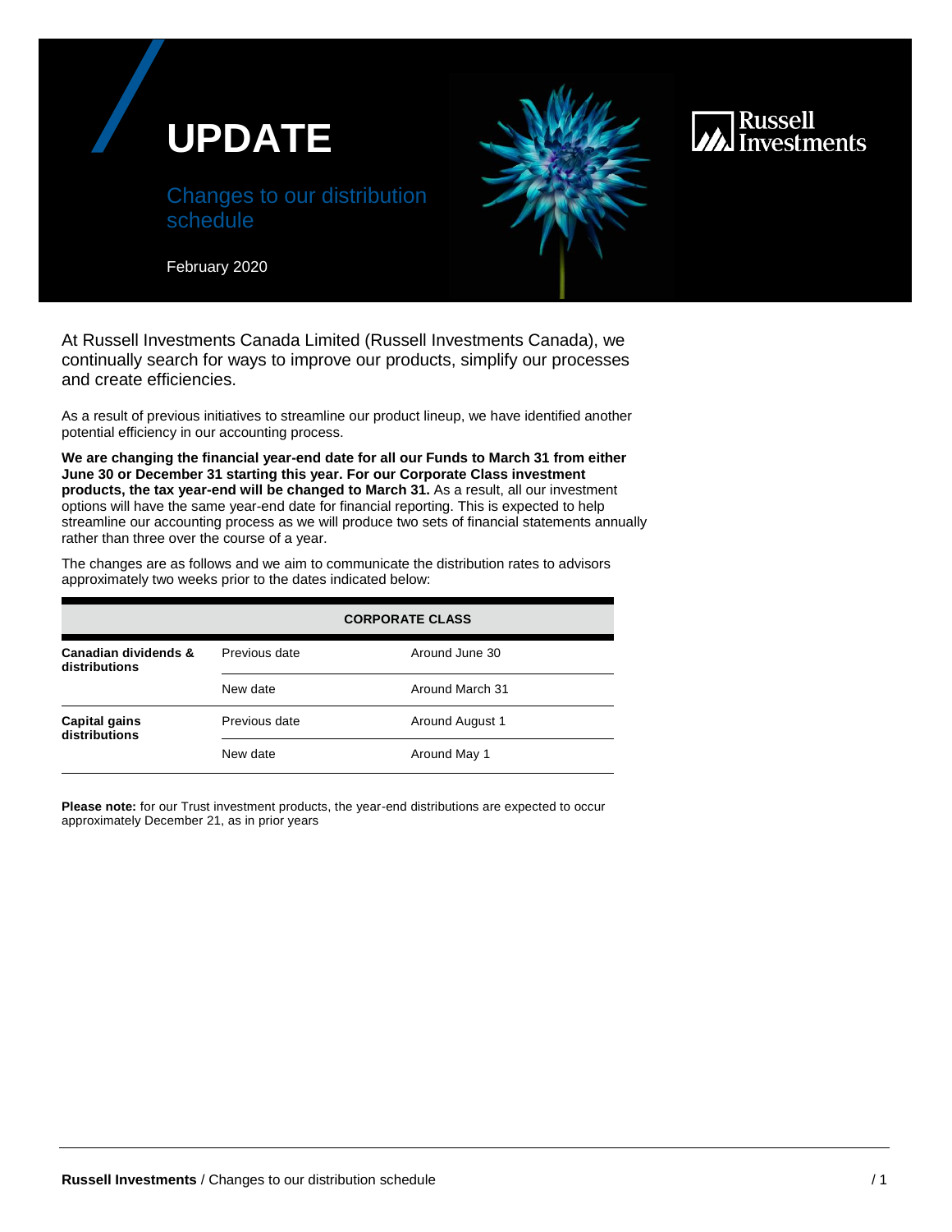# UPDATE

## Changes to our distribution schedule

February 2020

At Russell Investments Canada Limited (Russell Investments Canada), we continually search for ways to improve our products, simplify our processes and create efficiencies.

As a result of previous initiatives to streamline our product lineup, we have identified another potential efficiency in our accounting process.

**We are changing the financial year-end date for all our Funds to March 31 from either June 30 or December 31 starting this year. For our Corporate Class investment products, the tax year-end will be changed to March 31.** As a result, all our investment options will have the same year-end date for financial reporting. This is expected to help streamline our accounting process as we will produce two sets of financial statements annually rather than three over the course of a year.

The changes are as follows and we aim to communicate the distribution rates to advisors approximately two weeks prior to the dates indicated below:

| | | CORPORATE CLASS |
|---|---|---|
| **Canadian dividends & distributions** | Previous date | Around June 30 |
| | New date | Around March 31 |
| **Capital gains distributions** | Previous date | Around August 1 |
| | New date | Around May 1 |

**Please note:** for our Trust investment products, the year-end distributions are expected to occur approximately December 21, as in prior years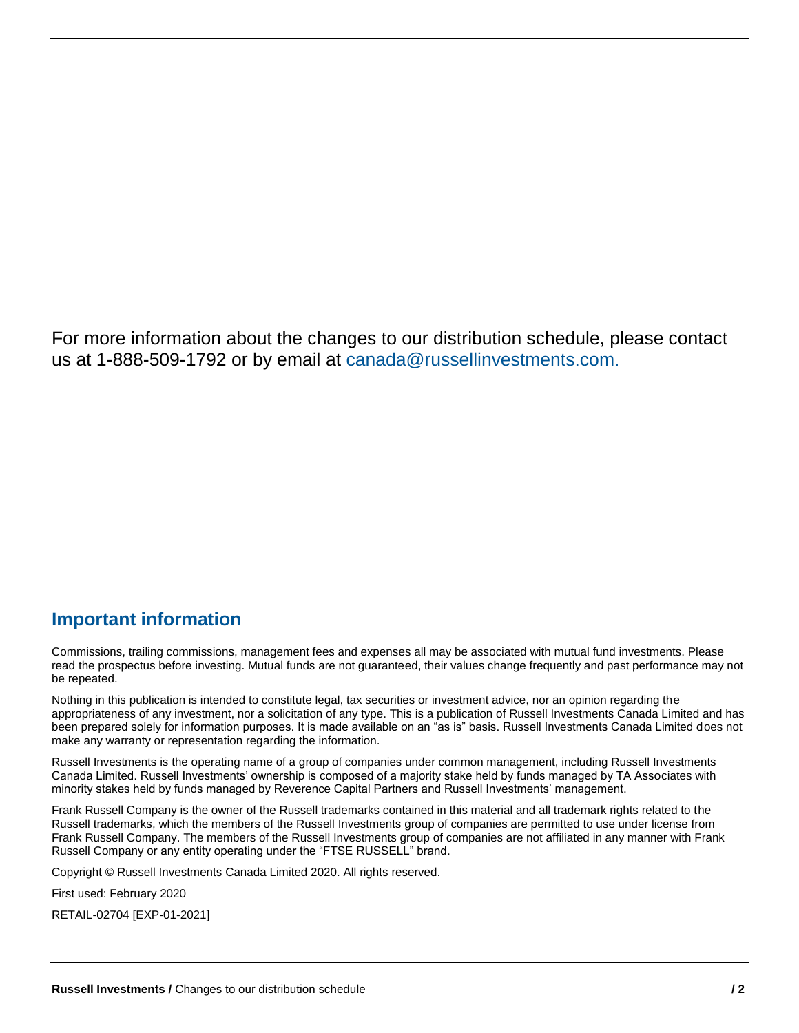For more information about the changes to our distribution schedule, please contact us at 1-888-509-1792 or by email at canada@russellinvestments.com.

## Important information

Commissions, trailing commissions, management fees and expenses all may be associated with mutual fund investments. Please read the prospectus before investing. Mutual funds are not guaranteed, their values change frequently and past performance may not be repeated.

Nothing in this publication is intended to constitute legal, tax securities or investment advice, nor an opinion regarding the appropriateness of any investment, nor a solicitation of any type. This is a publication of Russell Investments Canada Limited and has been prepared solely for information purposes. It is made available on an "as is" basis. Russell Investments Canada Limited does not make any warranty or representation regarding the information.

Russell Investments is the operating name of a group of companies under common management, including Russell Investments Canada Limited. Russell Investments' ownership is composed of a majority stake held by funds managed by TA Associates with minority stakes held by funds managed by Reverence Capital Partners and Russell Investments' management.

Frank Russell Company is the owner of the Russell trademarks contained in this material and all trademark rights related to the Russell trademarks, which the members of the Russell Investments group of companies are permitted to use under license from Frank Russell Company. The members of the Russell Investments group of companies are not affiliated in any manner with Frank Russell Company or any entity operating under the "FTSE RUSSELL" brand.

Copyright © Russell Investments Canada Limited 2020. All rights reserved.

First used: February 2020

RETAIL-02704 [EXP-01-2021]